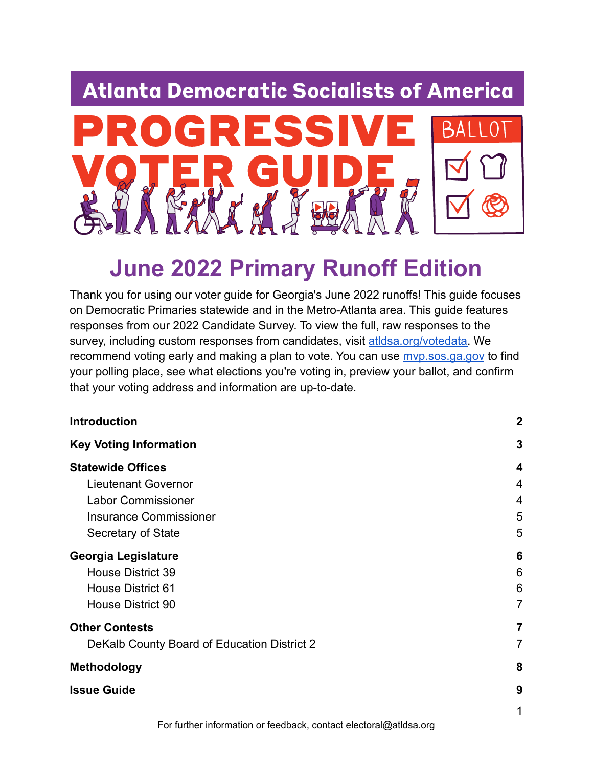# Atlanta Democratic Socialists of America

# PROGRESSIVE VOTER GUIDE

BALLOT

## June 2022 Primary Runoff Edition

Thank you for using our voter guide for Georgia's June 2022 runoffs! This guide focuses on Democratic Primaries statewide and in the Metro-Atlanta area. This guide features responses from our 2022 Candidate Survey. To view the full, raw responses to the survey, including custom responses from candidates, visit [atldsa.org/votedata](atldsa.org/votedata). We recommend voting early and making a plan to vote. You can use [mvp.sos.ga.gov](mvp.sos.ga.gov) to find your polling place, see what elections you're voting in, preview your ballot, and confirm that your voting address and information are up-to-date.

| | |
|---|---|
| **Introduction** | **2** |
| **Key Voting Information** | **3** |
| **Statewide Offices** | **4** |
| Lieutenant Governor | 4 |
| Labor Commissioner | 4 |
| Insurance Commissioner | 5 |
| Secretary of State | 5 |
| **Georgia Legislature** | **6** |
| House District 39 | 6 |
| House District 61 | 6 |
| House District 90 | 7 |
| **Other Contests** | **7** |
| DeKalb County Board of Education District 2 | 7 |
| **Methodology** | **8** |
| **Issue Guide** | **9** |

For further information or feedback, contact electoral@atldsa.org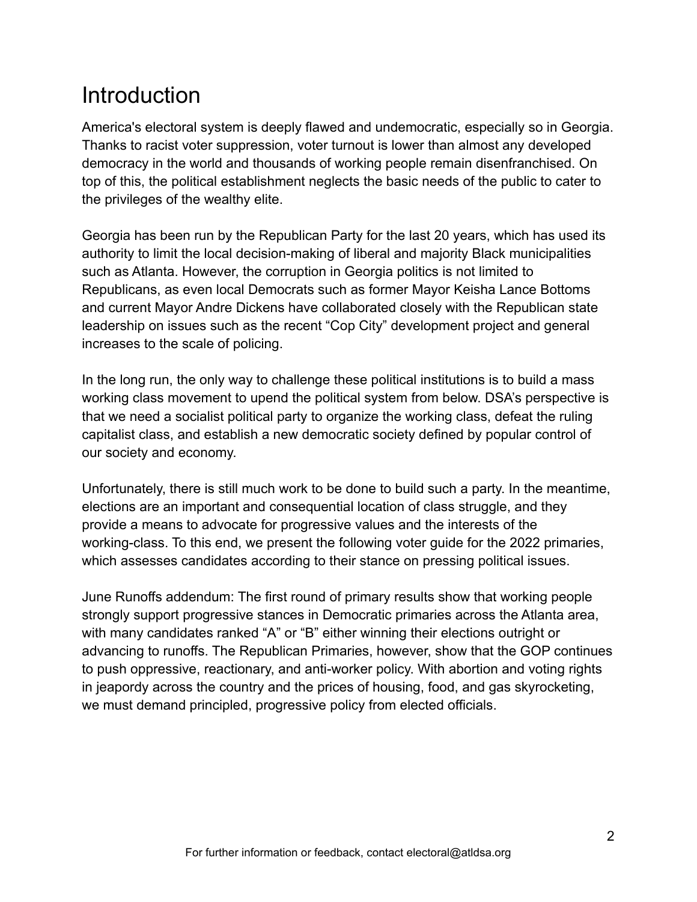# Introduction

America's electoral system is deeply flawed and undemocratic, especially so in Georgia. Thanks to racist voter suppression, voter turnout is lower than almost any developed democracy in the world and thousands of working people remain disenfranchised. On top of this, the political establishment neglects the basic needs of the public to cater to the privileges of the wealthy elite.

Georgia has been run by the Republican Party for the last 20 years, which has used its authority to limit the local decision-making of liberal and majority Black municipalities such as Atlanta. However, the corruption in Georgia politics is not limited to Republicans, as even local Democrats such as former Mayor Keisha Lance Bottoms and current Mayor Andre Dickens have collaborated closely with the Republican state leadership on issues such as the recent "Cop City" development project and general increases to the scale of policing.

In the long run, the only way to challenge these political institutions is to build a mass working class movement to upend the political system from below. DSA's perspective is that we need a socialist political party to organize the working class, defeat the ruling capitalist class, and establish a new democratic society defined by popular control of our society and economy.

Unfortunately, there is still much work to be done to build such a party. In the meantime, elections are an important and consequential location of class struggle, and they provide a means to advocate for progressive values and the interests of the working-class. To this end, we present the following voter guide for the 2022 primaries, which assesses candidates according to their stance on pressing political issues.

June Runoffs addendum: The first round of primary results show that working people strongly support progressive stances in Democratic primaries across the Atlanta area, with many candidates ranked "A" or "B" either winning their elections outright or advancing to runoffs. The Republican Primaries, however, show that the GOP continues to push oppressive, reactionary, and anti-worker policy. With abortion and voting rights in jeopardy across the country and the prices of housing, food, and gas skyrocketing, we must demand principled, progressive policy from elected officials.

For further information or feedback, contact electoral@atldsa.org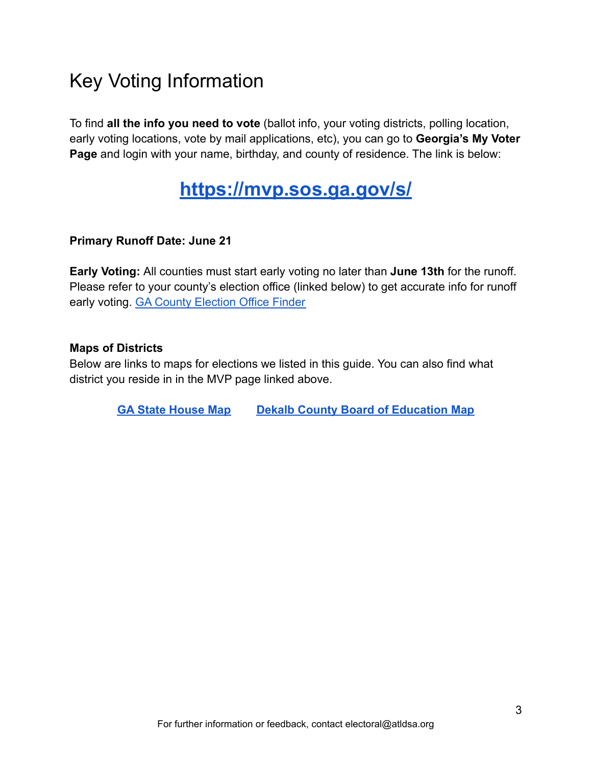# Key Voting Information

To find **all the info you need to vote** (ballot info, your voting districts, polling location, early voting locations, vote by mail applications, etc), you can go to **Georgia's My Voter Page** and login with your name, birthday, and county of residence. The link is below:

## [https://mvp.sos.ga.gov/s/](https://mvp.sos.ga.gov/s/)

**Primary Runoff Date: June 21**

**Early Voting:** All counties must start early voting no later than **June 13th** for the runoff. Please refer to your county's election office (linked below) to get accurate info for runoff early voting. GA County Election Office Finder

**Maps of Districts**

Below are links to maps for elections we listed in this guide. You can also find what district you reside in in the MVP page linked above.

**GA State House Map** **Dekalb County Board of Education Map**

For further information or feedback, contact electoral@atldsa.org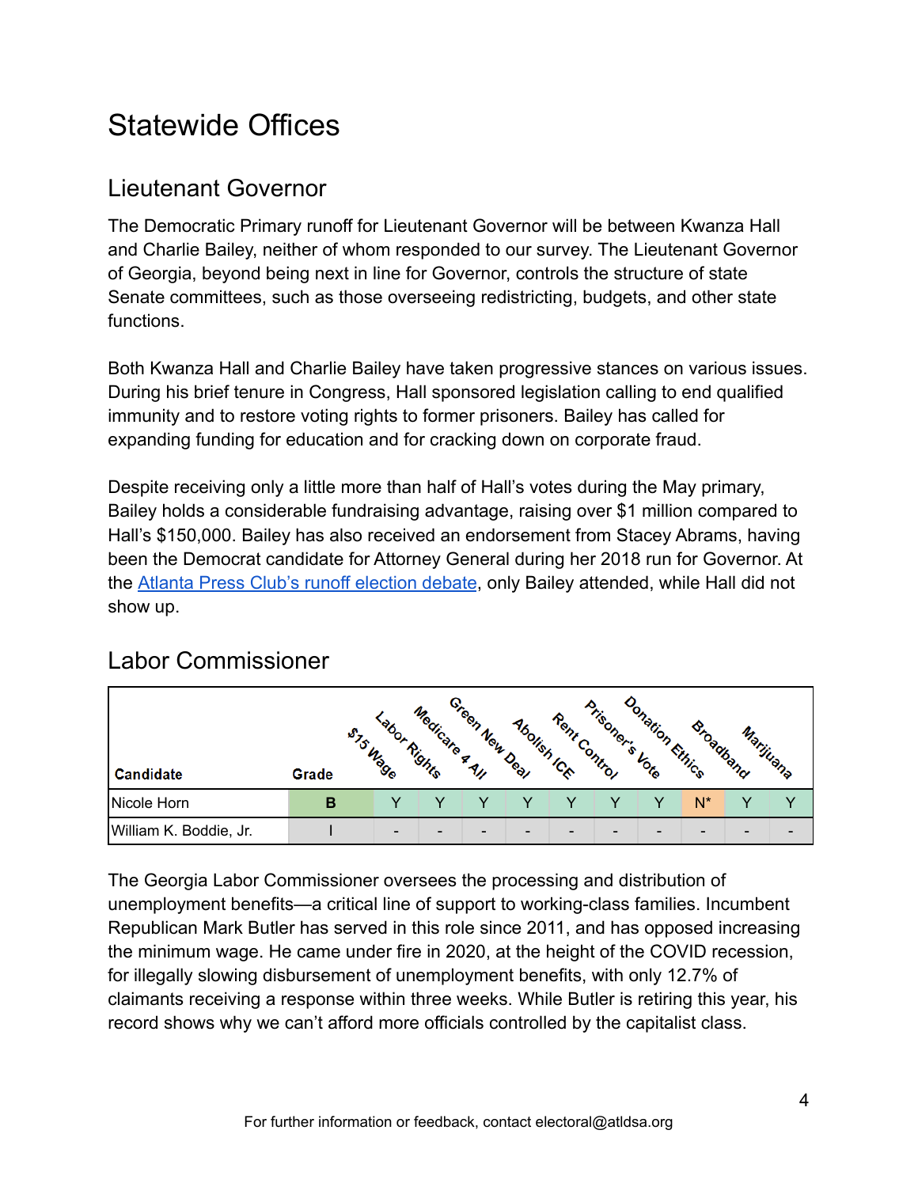# Statewide Offices

## Lieutenant Governor

The Democratic Primary runoff for Lieutenant Governor will be between Kwanza Hall and Charlie Bailey, neither of whom responded to our survey. The Lieutenant Governor of Georgia, beyond being next in line for Governor, controls the structure of state Senate committees, such as those overseeing redistricting, budgets, and other state functions.

Both Kwanza Hall and Charlie Bailey have taken progressive stances on various issues. During his brief tenure in Congress, Hall sponsored legislation calling to end qualified immunity and to restore voting rights to former prisoners. Bailey has called for expanding funding for education and for cracking down on corporate fraud.

Despite receiving only a little more than half of Hall's votes during the May primary, Bailey holds a considerable fundraising advantage, raising over $1 million compared to Hall's $150,000. Bailey has also received an endorsement from Stacey Abrams, having been the Democrat candidate for Attorney General during her 2018 run for Governor. At the [Atlanta Press Club's runoff election debate](), only Bailey attended, while Hall did not show up.

## Labor Commissioner

| Candidate | Grade | $15 Wage | Labor Rights | Medicare 4 All | Green New Deal | Abolish ICE | Rent Control | Prisoner's Vote | Donation Ethics | Broadband | Marijuana |
|---|---|---|---|---|---|---|---|---|---|---|---|
| Nicole Horn | B | Y | Y | Y | Y | Y | Y | Y | N* | Y | Y |
| William K. Boddie, Jr. | I | - | - | - | - | - | - | - | - | - | - |

The Georgia Labor Commissioner oversees the processing and distribution of unemployment benefits—a critical line of support to working-class families. Incumbent Republican Mark Butler has served in this role since 2011, and has opposed increasing the minimum wage. He came under fire in 2020, at the height of the COVID recession, for illegally slowing disbursement of unemployment benefits, with only 12.7% of claimants receiving a response within three weeks. While Butler is retiring this year, his record shows why we can't afford more officials controlled by the capitalist class.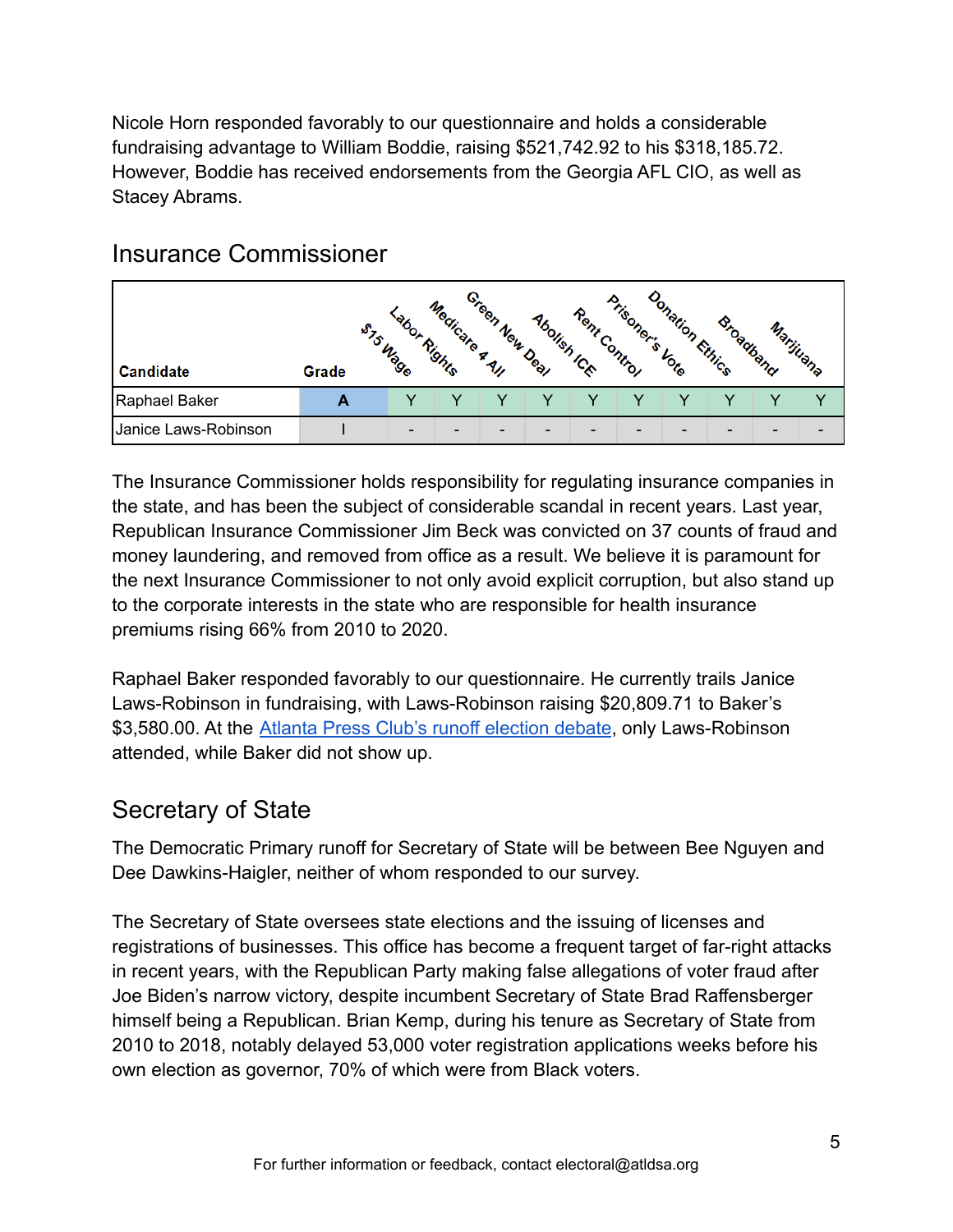Nicole Horn responded favorably to our questionnaire and holds a considerable fundraising advantage to William Boddie, raising $521,742.92 to his $318,185.72. However, Boddie has received endorsements from the Georgia AFL CIO, as well as Stacey Abrams.

## Insurance Commissioner

| Candidate | Grade | $15 Wage | Labor Rights | Medicare 4 All | Green New Deal | Abolish ICE | Rent Control | Prisoner's Vote | Donation Ethics | Broadband | Marijuana |
|---|---|---|---|---|---|---|---|---|---|---|---|
| Raphael Baker | A | Y | Y | Y | Y | Y | Y | Y | Y | Y | Y |
| Janice Laws-Robinson | I | - | - | - | - | - | - | - | - | - | - |

The Insurance Commissioner holds responsibility for regulating insurance companies in the state, and has been the subject of considerable scandal in recent years. Last year, Republican Insurance Commissioner Jim Beck was convicted on 37 counts of fraud and money laundering, and removed from office as a result. We believe it is paramount for the next Insurance Commissioner to not only avoid explicit corruption, but also stand up to the corporate interests in the state who are responsible for health insurance premiums rising 66% from 2010 to 2020.

Raphael Baker responded favorably to our questionnaire. He currently trails Janice Laws-Robinson in fundraising, with Laws-Robinson raising $20,809.71 to Baker's $3,580.00. At the Atlanta Press Club's runoff election debate, only Laws-Robinson attended, while Baker did not show up.

## Secretary of State

The Democratic Primary runoff for Secretary of State will be between Bee Nguyen and Dee Dawkins-Haigler, neither of whom responded to our survey.

The Secretary of State oversees state elections and the issuing of licenses and registrations of businesses. This office has become a frequent target of far-right attacks in recent years, with the Republican Party making false allegations of voter fraud after Joe Biden's narrow victory, despite incumbent Secretary of State Brad Raffensberger himself being a Republican. Brian Kemp, during his tenure as Secretary of State from 2010 to 2018, notably delayed 53,000 voter registration applications weeks before his own election as governor, 70% of which were from Black voters.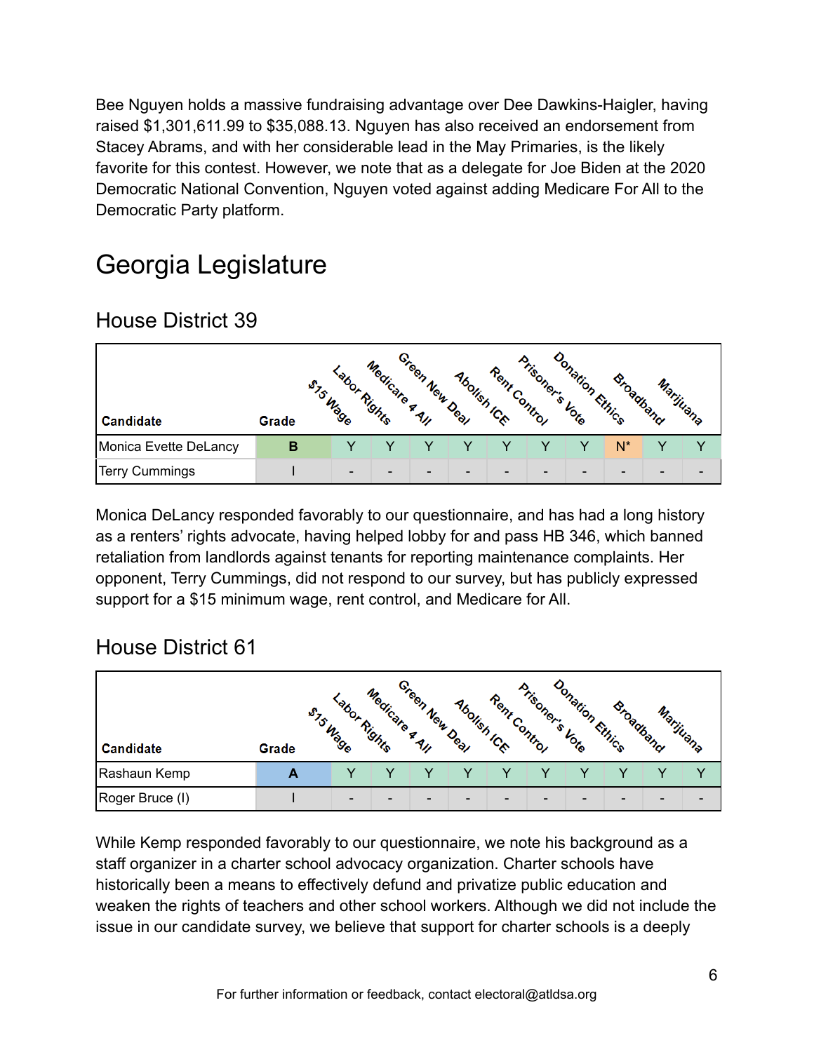Bee Nguyen holds a massive fundraising advantage over Dee Dawkins-Haigler, having raised $1,301,611.99 to $35,088.13. Nguyen has also received an endorsement from Stacey Abrams, and with her considerable lead in the May Primaries, is the likely favorite for this contest. However, we note that as a delegate for Joe Biden at the 2020 Democratic National Convention, Nguyen voted against adding Medicare For All to the Democratic Party platform.

# Georgia Legislature

## House District 39

| Candidate | Grade | $15 Wage | Labor Rights | Medicare 4 All | Green New Deal | Abolish ICE | Rent Control | Prisoner's Vote | Donation Ethics | Broadband | Marijuana |
|---|---|---|---|---|---|---|---|---|---|---|---|
| Monica Evette DeLancy | B | Y | Y | Y | Y | Y | Y | Y | N* | Y | Y |
| Terry Cummings | I | - | - | - | - | - | - | - | - | - | - |

Monica DeLancy responded favorably to our questionnaire, and has had a long history as a renters' rights advocate, having helped lobby for and pass HB 346, which banned retaliation from landlords against tenants for reporting maintenance complaints. Her opponent, Terry Cummings, did not respond to our survey, but has publicly expressed support for a $15 minimum wage, rent control, and Medicare for All.

## House District 61

| Candidate | Grade | $15 Wage | Labor Rights | Medicare 4 All | Green New Deal | Abolish ICE | Rent Control | Prisoner's Vote | Donation Ethics | Broadband | Marijuana |
|---|---|---|---|---|---|---|---|---|---|---|---|
| Rashaun Kemp | A | Y | Y | Y | Y | Y | Y | Y | Y | Y | Y |
| Roger Bruce (I) | I | - | - | - | - | - | - | - | - | - | - |

While Kemp responded favorably to our questionnaire, we note his background as a staff organizer in a charter school advocacy organization. Charter schools have historically been a means to effectively defund and privatize public education and weaken the rights of teachers and other school workers. Although we did not include the issue in our candidate survey, we believe that support for charter schools is a deeply

For further information or feedback, contact electoral@atldsa.org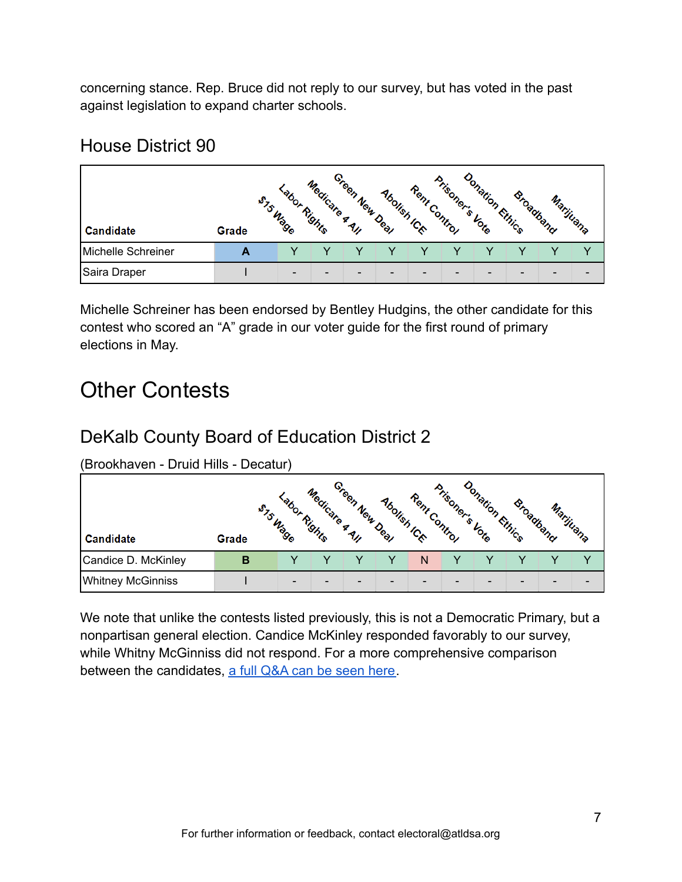concerning stance. Rep. Bruce did not reply to our survey, but has voted in the past against legislation to expand charter schools.

### House District 90

| Candidate | Grade | $15 Wage | Labor Rights | Medicare 4 All | Green New Deal | Abolish ICE | Rent Control | Prisoner's Vote | Donation Ethics | Broadband | Marijuana |
|---|---|---|---|---|---|---|---|---|---|---|---|
| Michelle Schreiner | A | Y | Y | Y | Y | Y | Y | Y | Y | Y | Y |
| Saira Draper | I | - | - | - | - | - | - | - | - | - | - |

Michelle Schreiner has been endorsed by Bentley Hudgins, the other candidate for this contest who scored an "A" grade in our voter guide for the first round of primary elections in May.

## Other Contests

### DeKalb County Board of Education District 2

(Brookhaven - Druid Hills - Decatur)

| Candidate | Grade | $15 Wage | Labor Rights | Medicare 4 All | Green New Deal | Abolish ICE | Rent Control | Prisoner's Vote | Donation Ethics | Broadband | Marijuana |
|---|---|---|---|---|---|---|---|---|---|---|---|
| Candice D. McKinley | B | Y | Y | Y | Y | N | Y | Y | Y | Y | Y |
| Whitney McGinniss | I | - | - | - | - | - | - | - | - | - | - |

We note that unlike the contests listed previously, this is not a Democratic Primary, but a nonpartisan general election. Candice McKinley responded favorably to our survey, while Whitny McGinniss did not respond. For a more comprehensive comparison between the candidates, a full Q&A can be seen here.

For further information or feedback, contact electoral@atldsa.org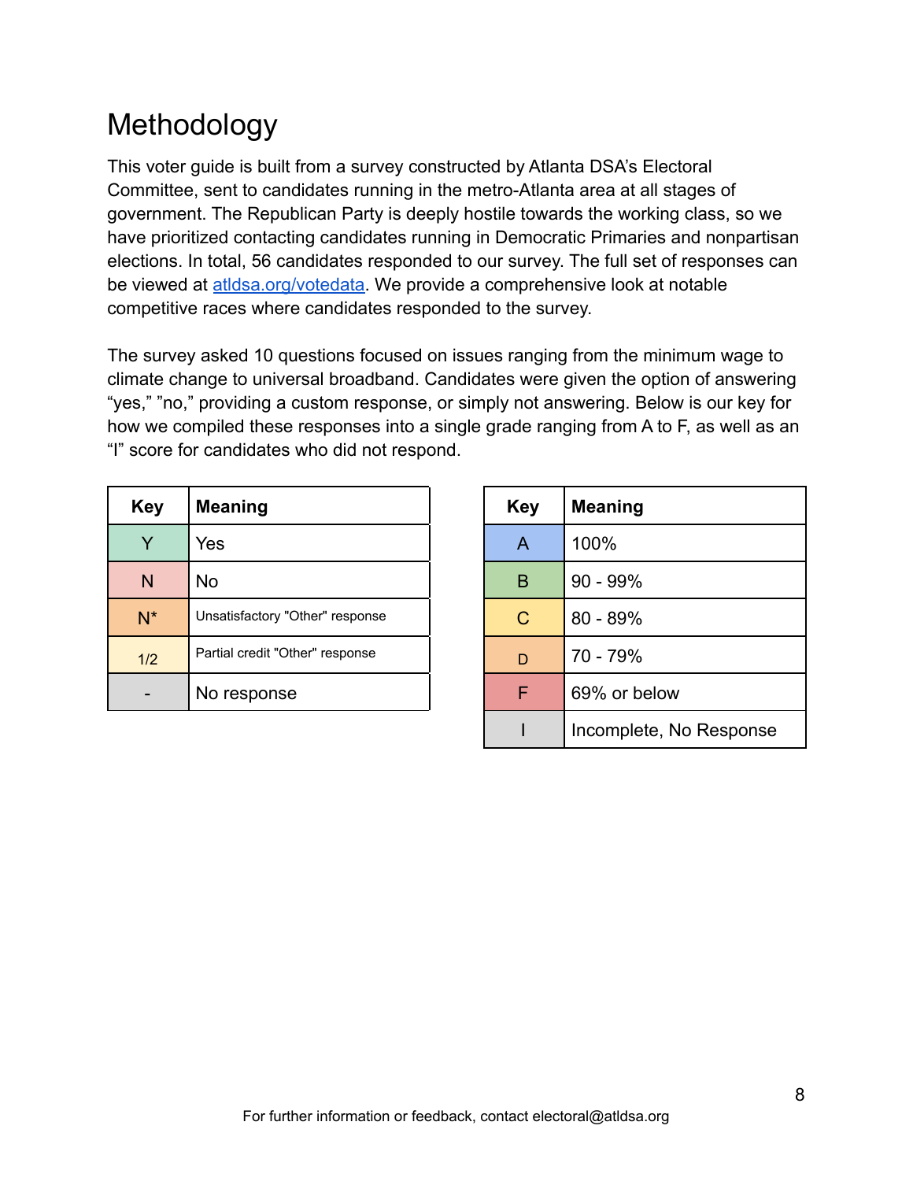# Methodology

This voter guide is built from a survey constructed by Atlanta DSA's Electoral Committee, sent to candidates running in the metro-Atlanta area at all stages of government. The Republican Party is deeply hostile towards the working class, so we have prioritized contacting candidates running in Democratic Primaries and nonpartisan elections. In total, 56 candidates responded to our survey. The full set of responses can be viewed at [atldsa.org/votedata](atldsa.org/votedata). We provide a comprehensive look at notable competitive races where candidates responded to the survey.

The survey asked 10 questions focused on issues ranging from the minimum wage to climate change to universal broadband. Candidates were given the option of answering "yes," "no," providing a custom response, or simply not answering. Below is our key for how we compiled these responses into a single grade ranging from A to F, as well as an "I" score for candidates who did not respond.

| Key | Meaning |
| --- | --- |
| Y | Yes |
| N | No |
| N* | Unsatisfactory "Other" response |
| 1/2 | Partial credit "Other" response |
| - | No response |

| Key | Meaning |
| --- | --- |
| A | 100% |
| B | 90 - 99% |
| C | 80 - 89% |
| D | 70 - 79% |
| F | 69% or below |
| I | Incomplete, No Response |

For further information or feedback, contact electoral@atldsa.org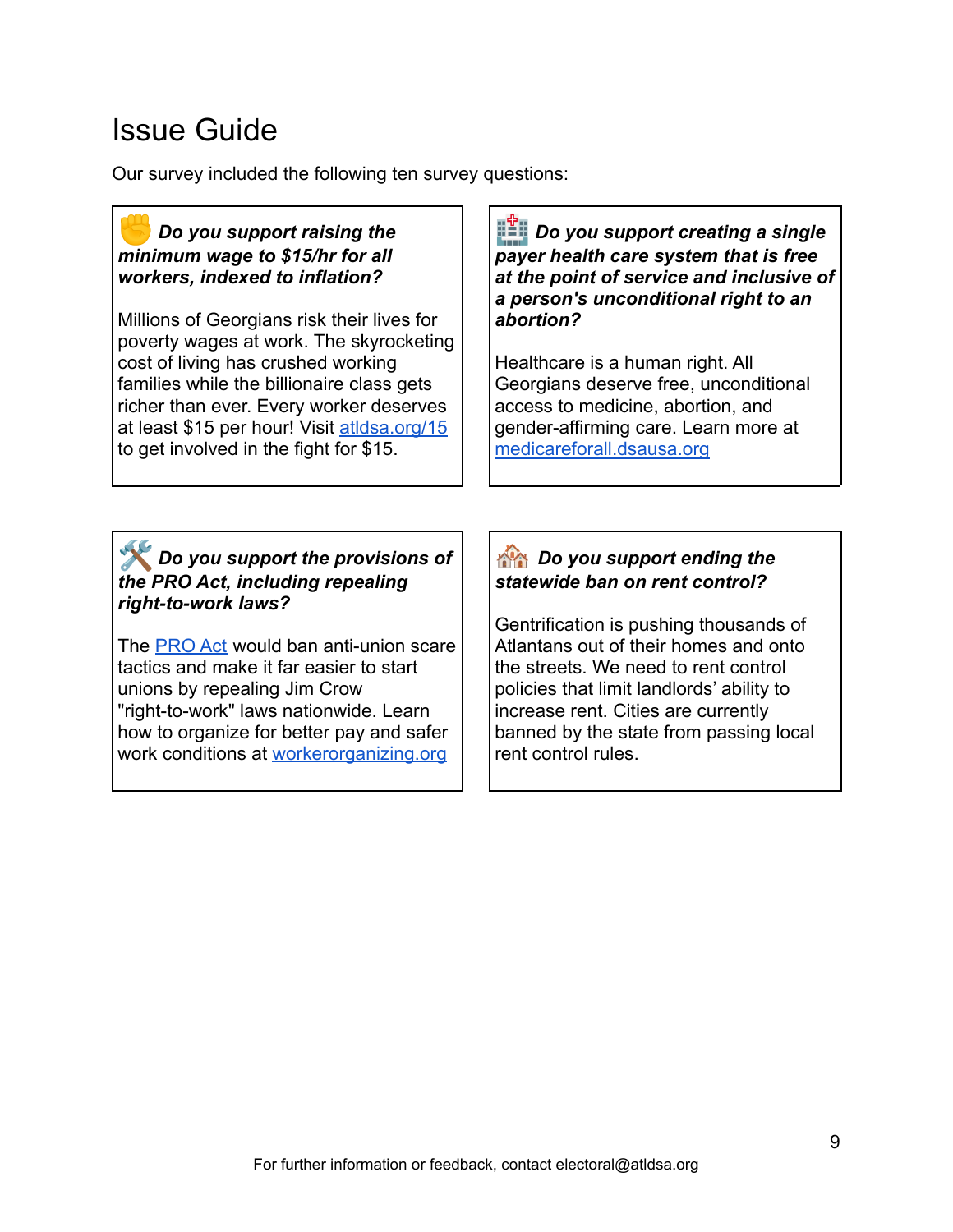# Issue Guide

Our survey included the following ten survey questions:

✊ ***Do you support raising the minimum wage to $15/hr for all workers, indexed to inflation?***

Millions of Georgians risk their lives for poverty wages at work. The skyrocketing cost of living has crushed working families while the billionaire class gets richer than ever. Every worker deserves at least $15 per hour! Visit [atldsa.org/15](atldsa.org/15) to get involved in the fight for $15.

🏥 ***Do you support creating a single payer health care system that is free at the point of service and inclusive of a person's unconditional right to an abortion?***

Healthcare is a human right. All Georgians deserve free, unconditional access to medicine, abortion, and gender-affirming care. Learn more at [medicareforall.dsausa.org](medicareforall.dsausa.org)

🛠️ ***Do you support the provisions of the PRO Act, including repealing right-to-work laws?***

The PRO Act would ban anti-union scare tactics and make it far easier to start unions by repealing Jim Crow "right-to-work" laws nationwide. Learn how to organize for better pay and safer work conditions at [workerorganizing.org](workerorganizing.org)

🏘️ ***Do you support ending the statewide ban on rent control?***

Gentrification is pushing thousands of Atlantans out of their homes and onto the streets. We need to rent control policies that limit landlords' ability to increase rent. Cities are currently banned by the state from passing local rent control rules.

For further information or feedback, contact electoral@atldsa.org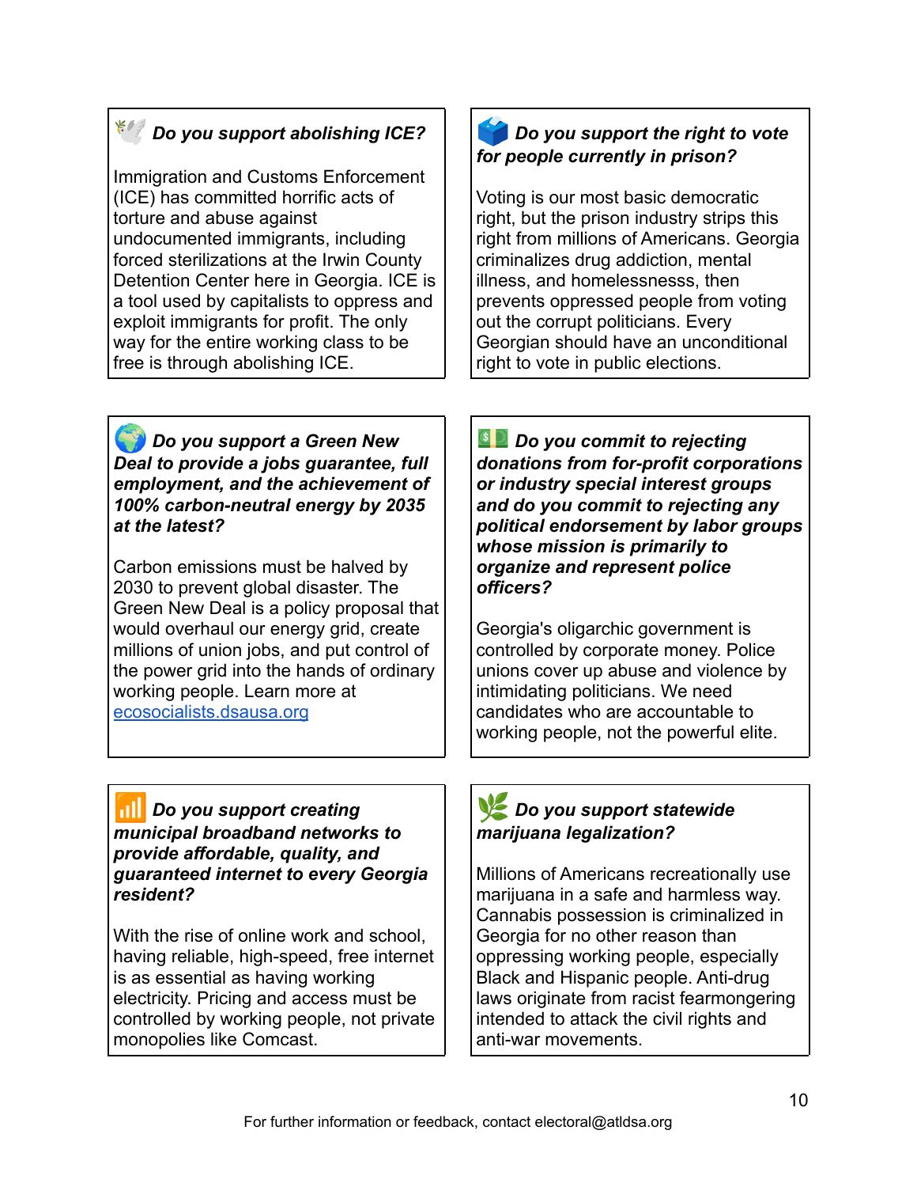🕊️ ***Do you support abolishing ICE?***

Immigration and Customs Enforcement (ICE) has committed horrific acts of torture and abuse against undocumented immigrants, including forced sterilizations at the Irwin County Detention Center here in Georgia. ICE is a tool used by capitalists to oppress and exploit immigrants for profit. The only way for the entire working class to be free is through abolishing ICE.

🗳️ ***Do you support the right to vote for people currently in prison?***

Voting is our most basic democratic right, but the prison industry strips this right from millions of Americans. Georgia criminalizes drug addiction, mental illness, and homelessnesss, then prevents oppressed people from voting out the corrupt politicians. Every Georgian should have an unconditional right to vote in public elections.

🌎 ***Do you support a Green New Deal to provide a jobs guarantee, full employment, and the achievement of 100% carbon-neutral energy by 2035 at the latest?***

Carbon emissions must be halved by 2030 to prevent global disaster. The Green New Deal is a policy proposal that would overhaul our energy grid, create millions of union jobs, and put control of the power grid into the hands of ordinary working people. Learn more at [ecosocialists.dsausa.org](ecosocialists.dsausa.org)

💵 ***Do you commit to rejecting donations from for-profit corporations or industry special interest groups and do you commit to rejecting any political endorsement by labor groups whose mission is primarily to organize and represent police officers?***

Georgia's oligarchic government is controlled by corporate money. Police unions cover up abuse and violence by intimidating politicians. We need candidates who are accountable to working people, not the powerful elite.

📶 ***Do you support creating municipal broadband networks to provide affordable, quality, and guaranteed internet to every Georgia resident?***

With the rise of online work and school, having reliable, high-speed, free internet is as essential as having working electricity. Pricing and access must be controlled by working people, not private monopolies like Comcast.

🌿 ***Do you support statewide marijuana legalization?***

Millions of Americans recreationally use marijuana in a safe and harmless way. Cannabis possession is criminalized in Georgia for no other reason than oppressing working people, especially Black and Hispanic people. Anti-drug laws originate from racist fearmongering intended to attack the civil rights and anti-war movements.

For further information or feedback, contact electoral@atldsa.org